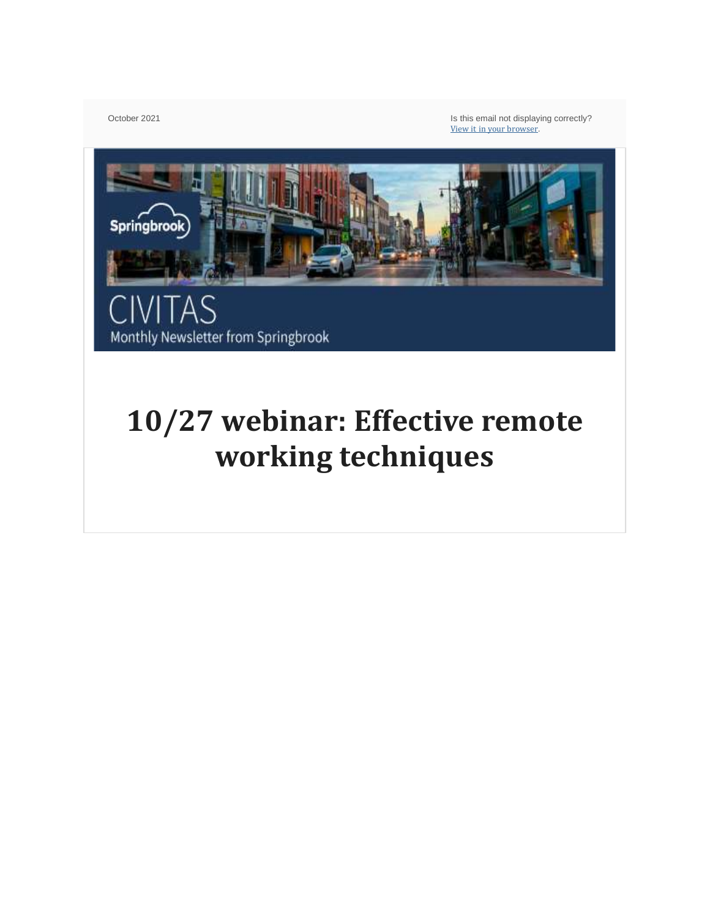October 2021

Is this email not displaying correctly?
View it in your browser.

CIVITAS
Monthly Newsletter from Springbrook

# 10/27 webinar: Effective remote working techniques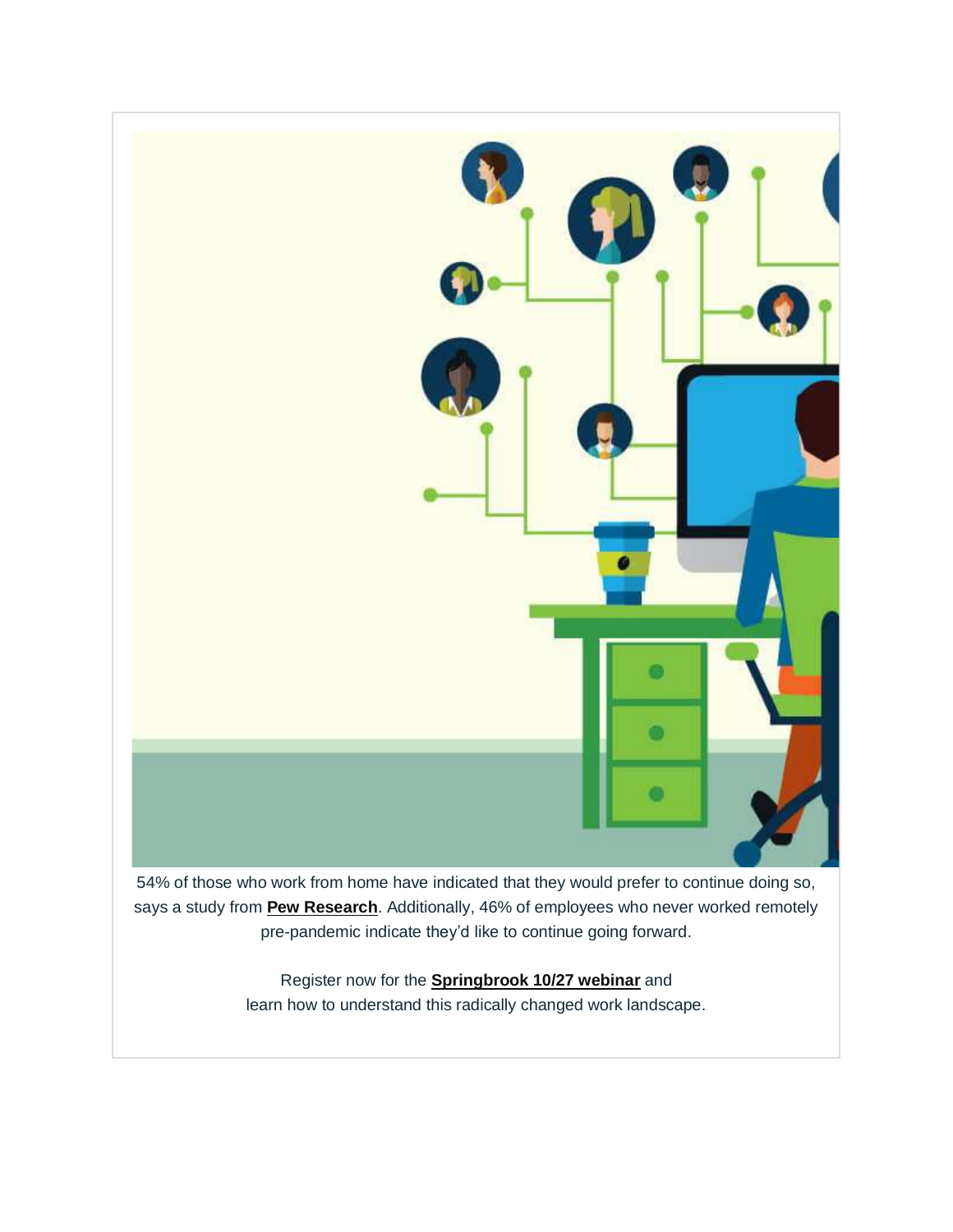54% of those who work from home have indicated that they would prefer to continue doing so, says a study from **Pew Research**. Additionally, 46% of employees who never worked remotely pre-pandemic indicate they'd like to continue going forward.

Register now for the **Springbrook 10/27 webinar** and learn how to understand this radically changed work landscape.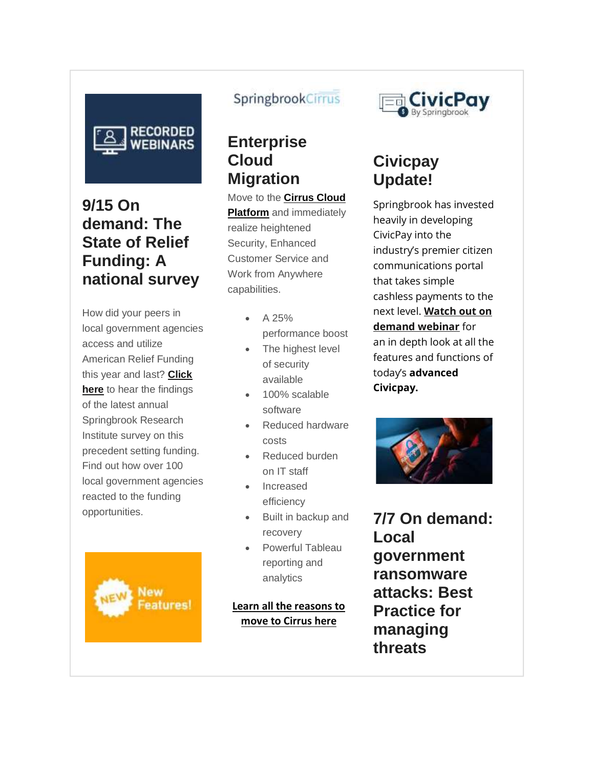RECORDED WEBINARS

## 9/15 On demand: The State of Relief Funding: A national survey

How did your peers in local government agencies access and utilize American Relief Funding this year and last? **Click here** to hear the findings of the latest annual Springbrook Research Institute survey on this precedent setting funding. Find out how over 100 local government agencies reacted to the funding opportunities.

NEW New Features!

SpringbrookCirrus

## Enterprise Cloud Migration

Move to the **Cirrus Cloud Platform** and immediately realize heightened Security, Enhanced Customer Service and Work from Anywhere capabilities.

- A 25% performance boost
- The highest level of security available
- 100% scalable software
- Reduced hardware costs
- Reduced burden on IT staff
- Increased efficiency
- Built in backup and recovery
- Powerful Tableau reporting and analytics

**Learn all the reasons to move to Cirrus here**

CivicPay By Springbrook

## Civicpay Update!

Springbrook has invested heavily in developing CivicPay into the industry's premier citizen communications portal that takes simple cashless payments to the next level. **Watch out on demand webinar** for an in depth look at all the features and functions of today's **advanced Civicpay.**

## 7/7 On demand: Local government ransomware attacks: Best Practice for managing threats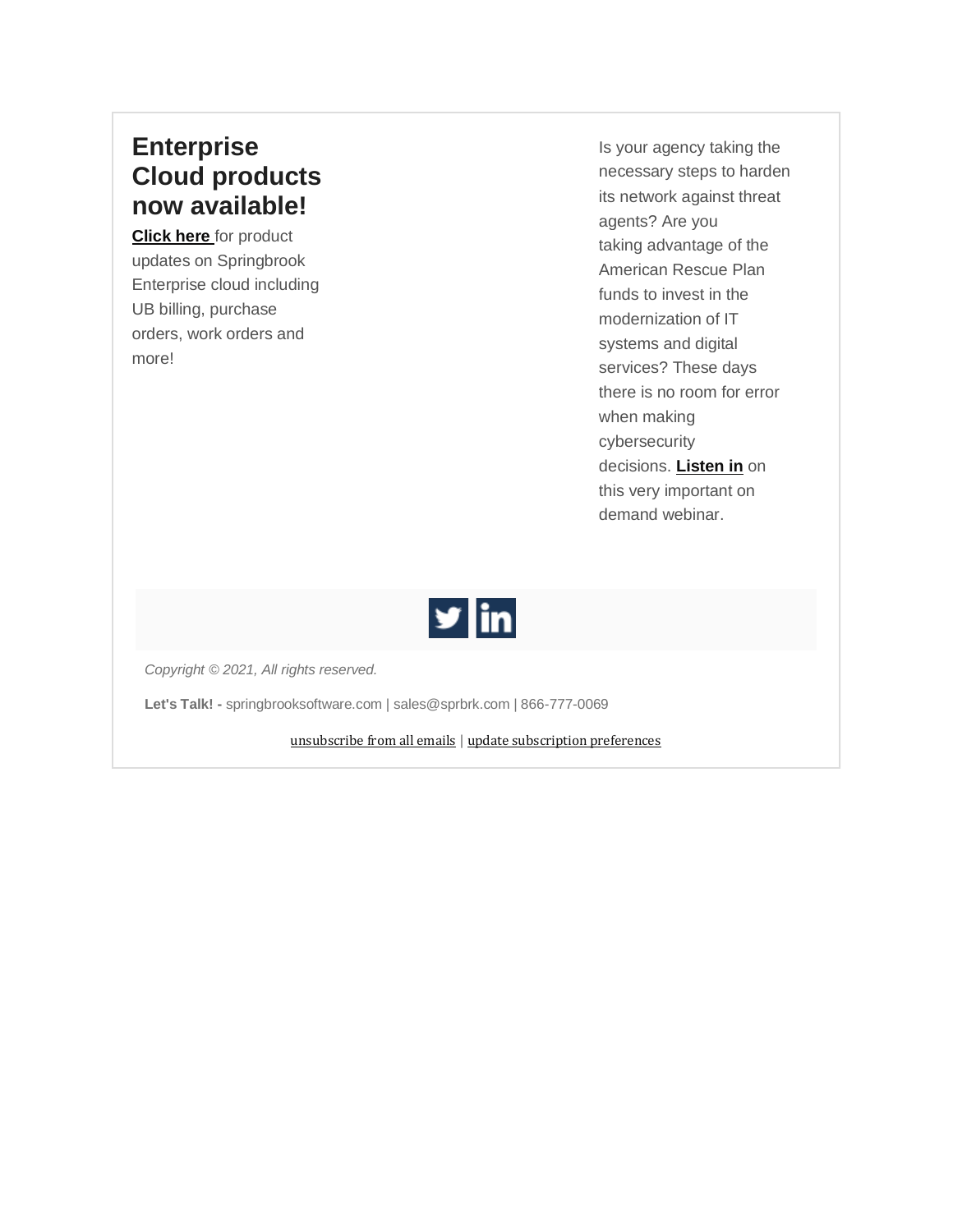## Enterprise Cloud products now available!

**Click here** for product updates on Springbrook Enterprise cloud including UB billing, purchase orders, work orders and more!

Is your agency taking the necessary steps to harden its network against threat agents? Are you taking advantage of the American Rescue Plan funds to invest in the modernization of IT systems and digital services? These days there is no room for error when making cybersecurity decisions. **Listen in** on this very important on demand webinar.

*Copyright © 2021, All rights reserved.*

**Let's Talk! -** springbrooksoftware.com | sales@sprbrk.com | 866-777-0069

unsubscribe from all emails | update subscription preferences